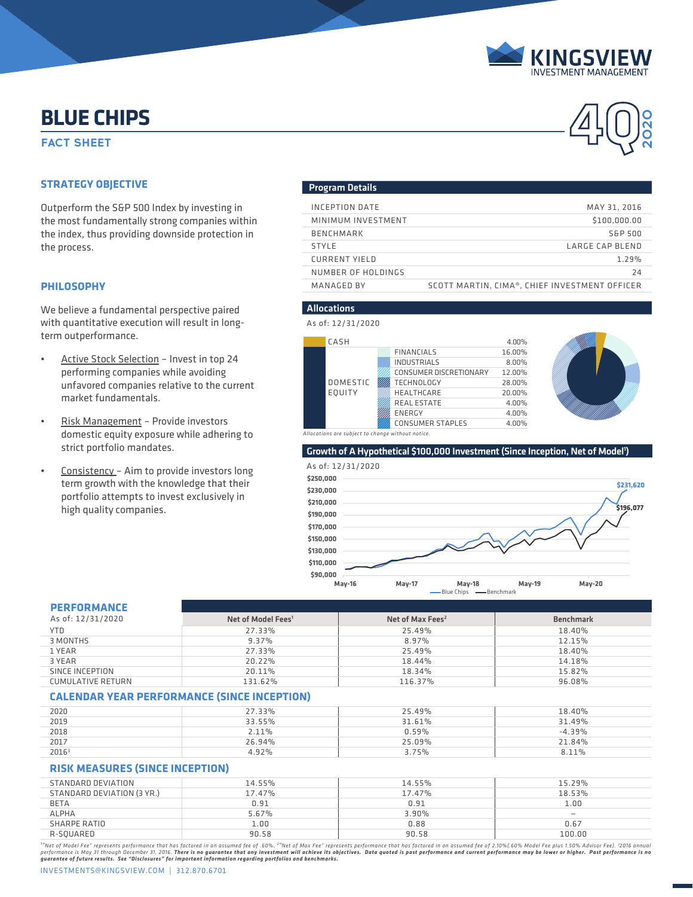KINGSVIEW INVESTMENT MANAGEMENT

# BLUE CHIPS

## FACT SHEET

4Q 2020

### STRATEGY OBJECTIVE

Outperform the S&P 500 Index by investing in the most fundamentally strong companies within the index, thus providing downside protection in the process.

### PHILOSOPHY

We believe a fundamental perspective paired with quantitative execution will result in long-term outperformance.

- Active Stock Selection – Invest in top 24 performing companies while avoiding unfavored companies relative to the current market fundamentals.
- Risk Management – Provide investors domestic equity exposure while adhering to strict portfolio mandates.
- Consistency – Aim to provide investors long term growth with the knowledge that their portfolio attempts to invest exclusively in high quality companies.

### Program Details

| | |
|---|---|
| INCEPTION DATE | MAY 31, 2016 |
| MINIMUM INVESTMENT | $100,000.00 |
| BENCHMARK | S&P 500 |
| STYLE | LARGE CAP BLEND |
| CURRENT YIELD | 1.29% |
| NUMBER OF HOLDINGS | 24 |
| MANAGED BY | SCOTT MARTIN, CIMA®, CHIEF INVESTMENT OFFICER |

### Allocations

As of: 12/31/2020

| | | |
|---|---|---|
| CASH | | 4.00% |
| DOMESTIC EQUITY | FINANCIALS | 16.00% |
| | INDUSTRIALS | 8.00% |
| | CONSUMER DISCRETIONARY | 12.00% |
| | TECHNOLOGY | 28.00% |
| | HEALTHCARE | 20.00% |
| | REAL ESTATE | 4.00% |
| | ENERGY | 4.00% |
| | CONSUMER STAPLES | 4.00% |

*Allocations are subject to change without notice.*

### Growth of A Hypothetical $100,000 Investment (Since Inception, Net of Model[1])

As of: 12/31/2020

Blue Chips: $231,620 — Benchmark: $196,077

### PERFORMANCE

| As of: 12/31/2020 | Net of Model Fees[1] | Net of Max Fees[2] | Benchmark |
|---|---|---|---|
| YTD | 27.33% | 25.49% | 18.40% |
| 3 MONTHS | 9.37% | 8.97% | 12.15% |
| 1 YEAR | 27.33% | 25.49% | 18.40% |
| 3 YEAR | 20.22% | 18.44% | 14.18% |
| SINCE INCEPTION | 20.11% | 18.34% | 15.82% |
| CUMULATIVE RETURN | 131.62% | 116.37% | 96.08% |

### CALENDAR YEAR PERFORMANCE (SINCE INCEPTION)

| | Net of Model Fees[1] | Net of Max Fees[2] | Benchmark |
|---|---|---|---|
| 2020 | 27.33% | 25.49% | 18.40% |
| 2019 | 33.55% | 31.61% | 31.49% |
| 2018 | 2.11% | 0.59% | -4.39% |
| 2017 | 26.94% | 25.09% | 21.84% |
| 2016[3] | 4.92% | 3.75% | 8.11% |

### RISK MEASURES (SINCE INCEPTION)

| | Net of Model Fees[1] | Net of Max Fees[2] | Benchmark |
|---|---|---|---|
| STANDARD DEVIATION | 14.55% | 14.55% | 15.29% |
| STANDARD DEVIATION (3 YR.) | 17.47% | 17.47% | 18.53% |
| BETA | 0.91 | 0.91 | 1.00 |
| ALPHA | 5.67% | 3.90% | – |
| SHARPE RATIO | 1.00 | 0.88 | 0.67 |
| R-SQUARED | 90.58 | 90.58 | 100.00 |

*[1]"Net of Model Fee" represents performance that has factored in an assumed fee of .60%. [2]"Net of Max Fee" represents performance that has factored in an assumed fee of 2.10%(.60% Model Fee plus 1.50% Advisor Fee). [3]2016 annual performance is May 31 through December 31, 2016.* ***There is no guarantee that any investment will achieve its objectives. Data quoted is past performance and current performance may be lower or higher. Past performance is no guarantee of future results. See "Disclosures" for important information regarding portfolios and benchmarks.***

INVESTMENTS@KINGSVIEW.COM | 312.870.6701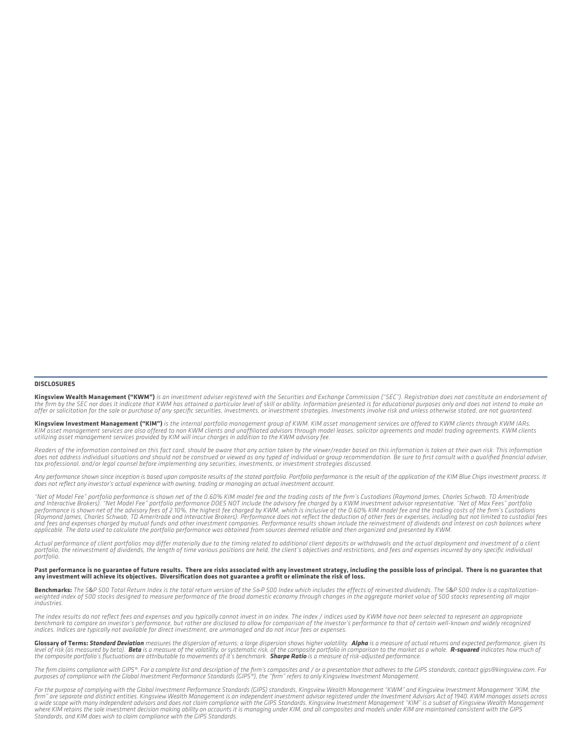## DISCLOSURES

**Kingsview Wealth Management ("KWM")** *is an investment adviser registered with the Securities and Exchange Commission ("SEC"). Registration does not constitute an endorsement of the firm by the SEC nor does it indicate that KWM has attained a particular level of skill or ability. Information presented is for educational purposes only and does not intend to make an offer or solicitation for the sale or purchase of any specific securities, investments, or investment strategies. Investments involve risk and unless otherwise stated, are not guaranteed.*

**Kingsview Investment Management ("KIM")** *is the internal portfolio management group of KWM. KIM asset management services are offered to KWM clients through KWM IARs. KIM asset management services are also offered to non KWM clients and unaffiliated advisors through model leases, solicitor agreements and model trading agreements. KWM clients utilizing asset management services provided by KIM will incur charges in addition to the KWM advisory fee.*

*Readers of the information contained on this fact card, should be aware that any action taken by the viewer/reader based on this information is taken at their own risk. This information does not address individual situations and should not be construed or viewed as any typed of individual or group recommendation. Be sure to first consult with a qualified financial adviser, tax professional, and/or legal counsel before implementing any securities, investments, or investment strategies discussed.*

*Any performance shown since inception is based upon composite results of the stated portfolio. Portfolio performance is the result of the application of the KIM Blue Chips investment process. It does not reflect any investor's actual experience with owning, trading or managing an actual investment account.*

*"Net of Model Fee" portfolio performance is shown net of the 0.60% KIM model fee and the trading costs of the firm's Custodians (Raymond James, Charles Schwab, TD Ameritrade and Interactive Brokers). "Net Model Fee" portfolio performance DOES NOT include the advisory fee charged by a KWM investment advisor representative. "Net of Max Fees" portfolio performance is shown net of the advisory fees of 2.10%, the highest fee charged by KWM, which is inclusive of the 0.60% KIM model fee and the trading costs of the firm's Custodians (Raymond James, Charles Schwab, TD Ameritrade and Interactive Brokers). Performance does not reflect the deduction of other fees or expenses, including but not limited to custodial fees and fees and expenses charged by mutual funds and other investment companies. Performance results shown include the reinvestment of dividends and interest on cash balances where applicable. The data used to calculate the portfolio performance was obtained from sources deemed reliable and then organized and presented by KWM.*

*Actual performance of client portfolios may differ materially due to the timing related to additional client deposits or withdrawals and the actual deployment and investment of a client portfolio, the reinvestment of dividends, the length of time various positions are held, the client's objectives and restrictions, and fees and expenses incurred by any specific individual portfolio.*

**Past performance is no guarantee of future results. There are risks associated with any investment strategy, including the possible loss of principal. There is no guarantee that any investment will achieve its objectives. Diversification does not guarantee a profit or eliminate the risk of loss.**

**Benchmarks:** *The S&P 500 Total Return Index is the total return version of the S&P 500 Index which includes the effects of reinvested dividends. The S&P 500 Index is a capitalization-weighted index of 500 stocks designed to measure performance of the broad domestic economy through changes in the aggregate market value of 500 stocks representing all major industries.*

*The index results do not reflect fees and expenses and you typically cannot invest in an index. The index / indices used by KWM have not been selected to represent an appropriate benchmark to compare an investor's performance, but rather are disclosed to allow for comparison of the investor's performance to that of certain well-known and widely recognized indices. Indices are typically not available for direct investment, are unmanaged and do not incur fees or expenses.*

**Glossary of Terms:** ***Standard Deviation*** *measures the dispersion of returns; a large dispersion shows higher volatility.* ***Alpha*** *is a measure of actual returns and expected performance, given its level of risk (as measured by beta).* ***Beta*** *is a measure of the volatility, or systematic risk, of the composite portfolio in comparison to the market as a whole.* ***R-squared*** *indicates how much of the composite portfolio's fluctuations are attributable to movements of it's benchmark.* ***Sharpe Ratio*** *is a measure of risk-adjusted performance.*

*The firm claims compliance with GIPS®. For a complete list and description of the firm's composites and / or a presentation that adheres to the GIPS standards, contact gips@kingsview.com. For purposes of compliance with the Global Investment Performance Standards (GIPS®), the "firm" refers to only Kingsview Investment Management.*

*For the purpose of complying with the Global Investment Performance Standards (GIPS) standards, Kingsview Wealth Management "KWM" and Kingsview Investment Management "KIM, the firm" are separate and distinct entities. Kingsview Wealth Management is an independent investment advisor registered under the Investment Advisors Act of 1940. KWM manages assets across a wide scope with many independent advisors and does not claim compliance with the GIPS Standards. Kingsview Investment Management "KIM" is a subset of Kingsview Wealth Management where KIM retains the sole investment decision making ability on accounts it is managing under KIM, and all composites and models under KIM are maintained consistent with the GIPS Standards, and KIM does wish to claim compliance with the GIPS Standards.*